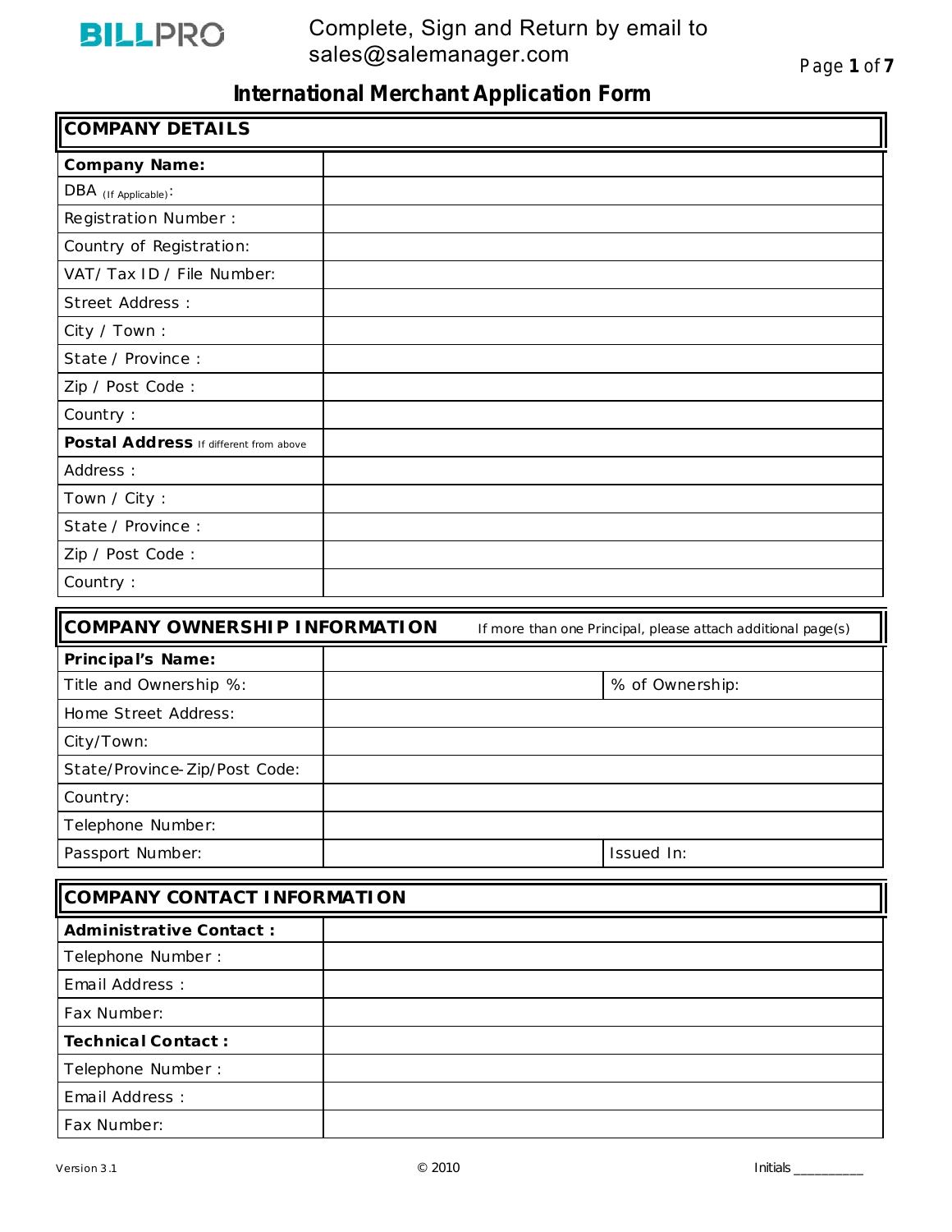BILLPRO

Complete, Sign and Return by email to sales@salemanager.com

# International Merchant Application Form

## COMPANY DETAILS

| | |
|---|---|
| **Company Name:** | |
| DBA (If Applicable): | |
| Registration Number : | |
| Country of Registration: | |
| VAT/ Tax ID / File Number: | |
| Street Address : | |
| City / Town : | |
| State / Province : | |
| Zip / Post Code : | |
| Country : | |
| **Postal Address** If different from above | |
| Address : | |
| Town / City : | |
| State / Province : | |
| Zip / Post Code : | |
| Country : | |

## COMPANY OWNERSHIP INFORMATION

If more than one Principal, please attach additional page(s)

| | | |
|---|---|---|
| **Principal's Name:** | | |
| Title and Ownership %: | | % of Ownership: |
| Home Street Address: | | |
| City/Town: | | |
| State/Province-Zip/Post Code: | | |
| Country: | | |
| Telephone Number: | | |
| Passport Number: | | Issued In: |

## COMPANY CONTACT INFORMATION

| | |
|---|---|
| **Administrative Contact :** | |
| Telephone Number : | |
| Email Address : | |
| Fax Number: | |
| **Technical Contact :** | |
| Telephone Number : | |
| Email Address : | |
| Fax Number: | |

Version 3.1 © 2010 Initials __________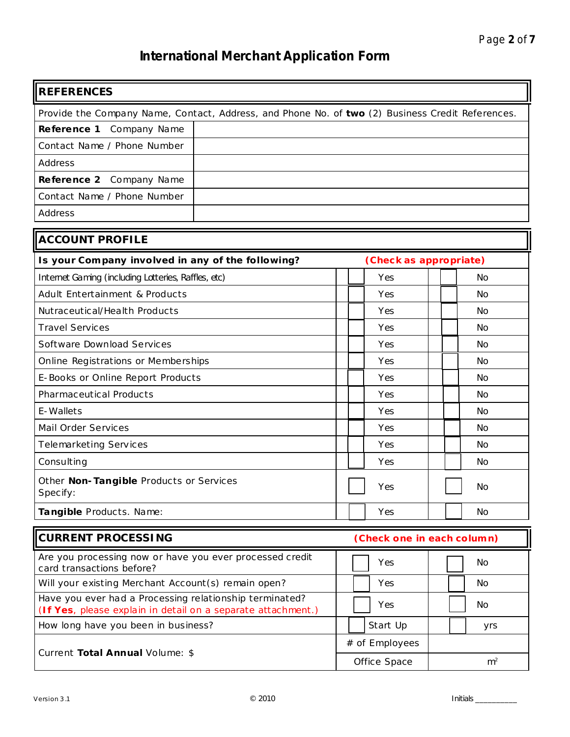# International Merchant Application Form

## REFERENCES

Provide the Company Name, Contact, Address, and Phone No. of **two** (2) Business Credit References.

| | |
|---|---|
| **Reference 1** Company Name | |
| Contact Name / Phone Number | |
| Address | |
| **Reference 2** Company Name | |
| Contact Name / Phone Number | |
| Address | |

## ACCOUNT PROFILE

| **Is your Company involved in any of the following?** | **(Check as appropriate)** | |
|---|---|---|
| Internet Gaming (including Lotteries, Raffles, etc) | ☐ Yes | ☐ No |
| Adult Entertainment & Products | ☐ Yes | ☐ No |
| Nutraceutical/Health Products | ☐ Yes | ☐ No |
| Travel Services | ☐ Yes | ☐ No |
| Software Download Services | ☐ Yes | ☐ No |
| Online Registrations or Memberships | ☐ Yes | ☐ No |
| E-Books or Online Report Products | ☐ Yes | ☐ No |
| Pharmaceutical Products | ☐ Yes | ☐ No |
| E-Wallets | ☐ Yes | ☐ No |
| Mail Order Services | ☐ Yes | ☐ No |
| Telemarketing Services | ☐ Yes | ☐ No |
| Consulting | ☐ Yes | ☐ No |
| Other **Non-Tangible** Products or Services<br>Specify: | ☐ Yes | ☐ No |
| **Tangible** Products. Name: | ☐ Yes | ☐ No |

## CURRENT PROCESSING

**(Check one in each column)**

| | | |
|---|---|---|
| Are you processing now or have you ever processed credit card transactions before? | ☐ Yes | ☐ No |
| Will your existing Merchant Account(s) remain open? | ☐ Yes | ☐ No |
| Have you ever had a Processing relationship terminated?<br>(**If Yes**, please explain in detail on a separate attachment.) | ☐ Yes | ☐ No |
| How long have you been in business? | ☐ Start Up | ☐ yrs |
| Current **Total Annual** Volume: $ | # of Employees | |
| | Office Space | $m^2$ |

Initials __________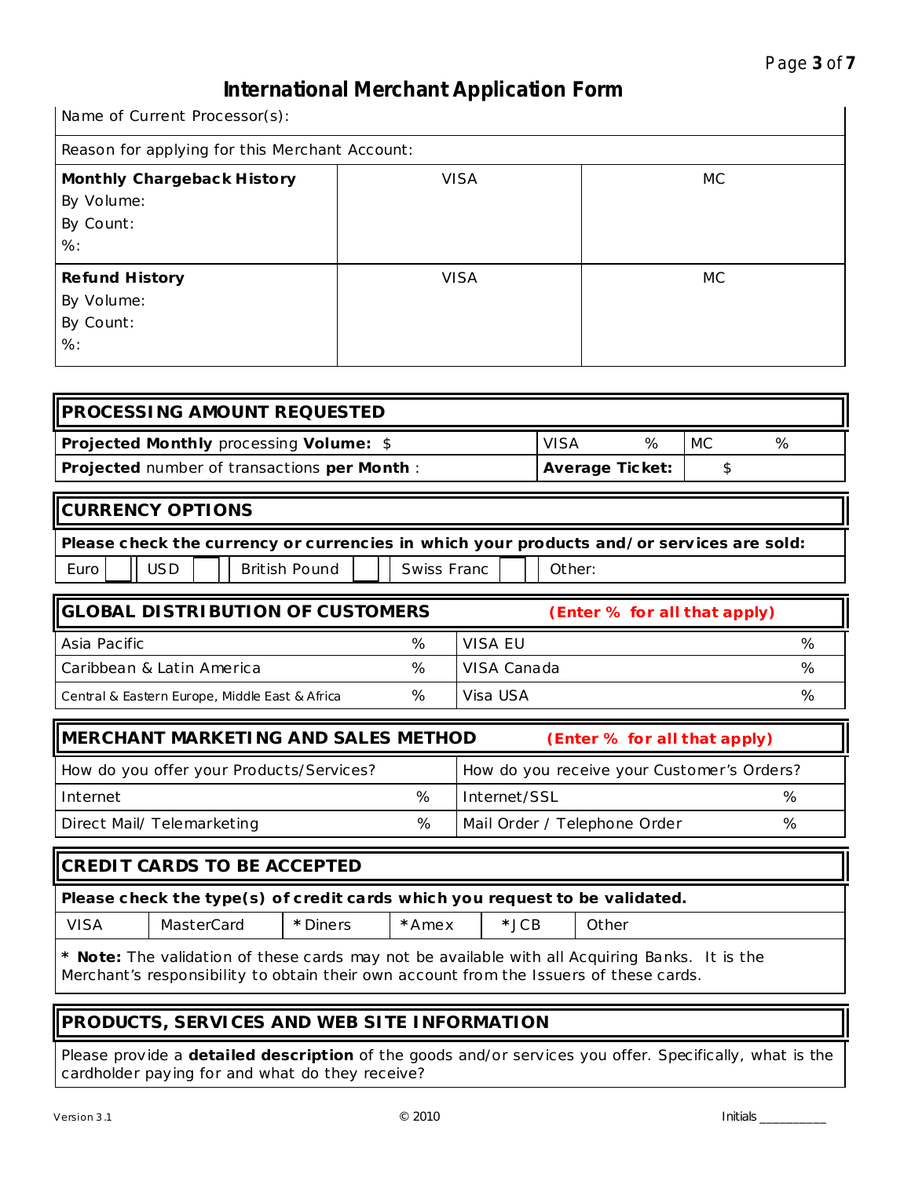# International Merchant Application Form

| Name of Current Processor(s): | | |
|---|---|---|
| Reason for applying for this Merchant Account: | | |
| **Monthly Chargeback History**<br>By Volume:<br>By Count:<br>%: | VISA | MC |
| **Refund History**<br>By Volume:<br>By Count:<br>%: | VISA | MC |

## PROCESSING AMOUNT REQUESTED

| | | |
|---|---|---|
| **Projected Monthly** processing **Volume:** $ | VISA % | MC % |
| **Projected** number of transactions **per Month** : | **Average Ticket:** | $ |

## CURRENCY OPTIONS

**Please check the currency or currencies in which your products and/or services are sold:**

| Euro | | USD | | British Pound | | Swiss Franc | | Other: |
|---|---|---|---|---|---|---|---|---|

## GLOBAL DISTRIBUTION OF CUSTOMERS (Enter % for all that apply)

| | | | |
|---|---|---|---|
| Asia Pacific | % | VISA EU | % |
| Caribbean & Latin America | % | VISA Canada | % |
| Central & Eastern Europe, Middle East & Africa | % | Visa USA | % |

## MERCHANT MARKETING AND SALES METHOD (Enter % for all that apply)

| How do you offer your Products/Services? | | How do you receive your Customer's Orders? | |
|---|---|---|---|
| Internet | % | Internet/SSL | % |
| Direct Mail/ Telemarketing | % | Mail Order / Telephone Order | % |

## CREDIT CARDS TO BE ACCEPTED

**Please check the type(s) of credit cards which you request to be validated.**

| VISA | MasterCard | *Diners | *Amex | *JCB | Other |
|---|---|---|---|---|---|

* **Note:** The validation of these cards may not be available with all Acquiring Banks. It is the Merchant's responsibility to obtain their own account from the Issuers of these cards.

## PRODUCTS, SERVICES AND WEB SITE INFORMATION

Please provide a **detailed description** of the goods and/or services you offer. Specifically, what is the cardholder paying for and what do they receive?

Version 3.1 © 2010 Initials __________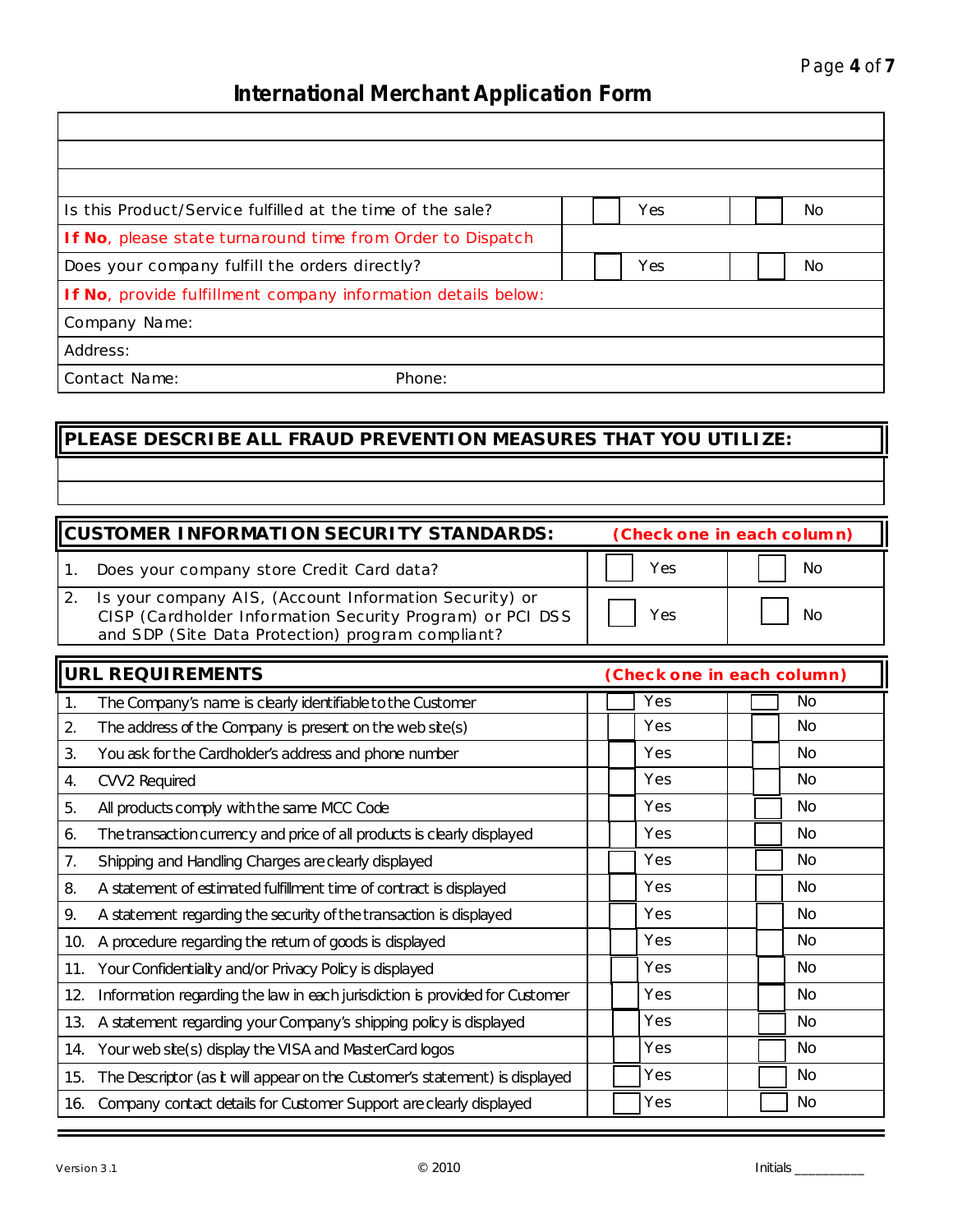## International Merchant Application Form

| | | |
|---|---|---|
| | | |
| | | |
| | | |
| Is this Product/Service fulfilled at the time of the sale? | ☐ Yes | ☐ No |
| **If No**, please state turnaround time from Order to Dispatch | | |
| Does your company fulfill the orders directly? | ☐ Yes | ☐ No |
| **If No**, provide fulfillment company information details below: | | |
| Company Name: | | |
| Address: | | |
| Contact Name: Phone: | | |

## PLEASE DESCRIBE ALL FRAUD PREVENTION MEASURES THAT YOU UTILIZE:

| |
|---|
| |
| |

| CUSTOMER INFORMATION SECURITY STANDARDS: | (Check one in each column) | |
|---|---|---|
| 1. Does your company store Credit Card data? | ☐ Yes | ☐ No |
| 2. Is your company AIS, (Account Information Security) or CISP (Cardholder Information Security Program) or PCI DSS and SDP (Site Data Protection) program compliant? | ☐ Yes | ☐ No |

| URL REQUIREMENTS | (Check one in each column) | |
|---|---|---|
| 1. The Company's name is clearly identifiable to the Customer | ☐ Yes | ☐ No |
| 2. The address of the Company is present on the web site(s) | ☐ Yes | ☐ No |
| 3. You ask for the Cardholder's address and phone number | ☐ Yes | ☐ No |
| 4. CVV2 Required | ☐ Yes | ☐ No |
| 5. All products comply with the same MCC Code | ☐ Yes | ☐ No |
| 6. The transaction currency and price of all products is clearly displayed | ☐ Yes | ☐ No |
| 7. Shipping and Handling Charges are clearly displayed | ☐ Yes | ☐ No |
| 8. A statement of estimated fulfillment time of contract is displayed | ☐ Yes | ☐ No |
| 9. A statement regarding the security of the transaction is displayed | ☐ Yes | ☐ No |
| 10. A procedure regarding the return of goods is displayed | ☐ Yes | ☐ No |
| 11. Your Confidentiality and/or Privacy Policy is displayed | ☐ Yes | ☐ No |
| 12. Information regarding the law in each jurisdiction is provided for Customer | ☐ Yes | ☐ No |
| 13. A statement regarding your Company's shipping policy is displayed | ☐ Yes | ☐ No |
| 14. Your web site(s) display the VISA and MasterCard logos | ☐ Yes | ☐ No |
| 15. The Descriptor (as it will appear on the Customer's statement) is displayed | ☐ Yes | ☐ No |
| 16. Company contact details for Customer Support are clearly displayed | ☐ Yes | ☐ No |

Version 3.1 © 2010 Initials __________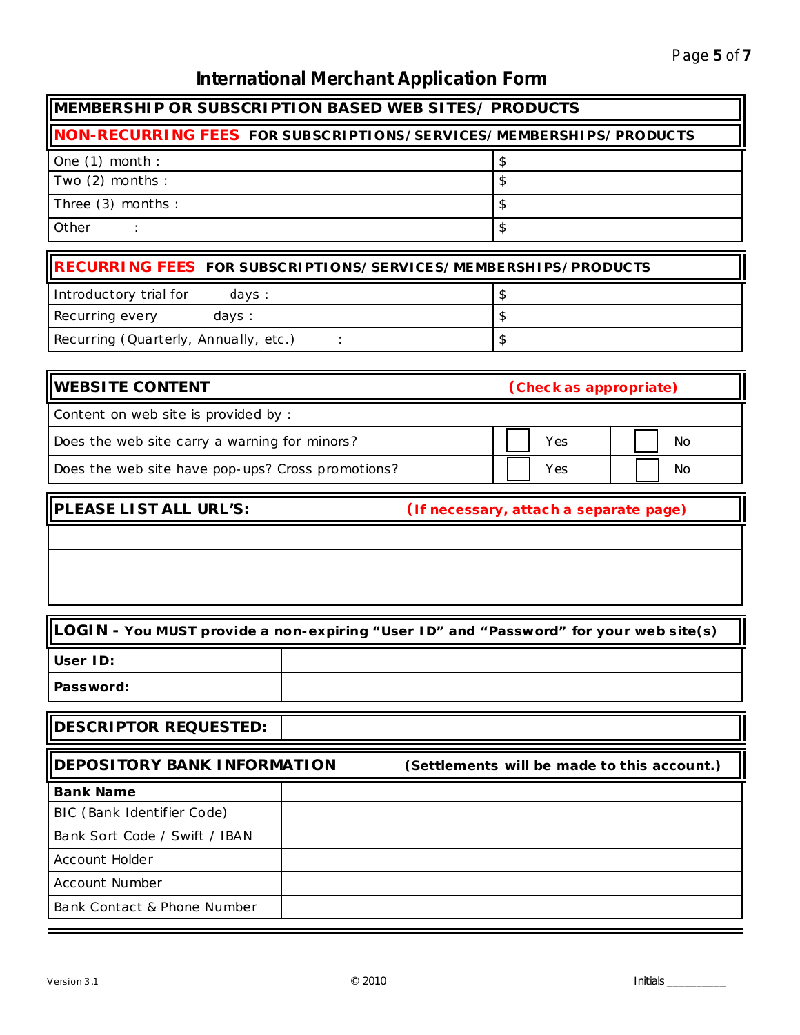# International Merchant Application Form

## MEMBERSHIP OR SUBSCRIPTION BASED WEB SITES/ PRODUCTS

**NON-RECURRING FEES FOR SUBSCRIPTIONS/SERVICES/MEMBERSHIPS/PRODUCTS**

| | |
|---|---|
| One (1) month : | $ |
| Two (2) months : | $ |
| Three (3) months : | $ |
| Other : | $ |

**RECURRING FEES FOR SUBSCRIPTIONS/SERVICES/MEMBERSHIPS/PRODUCTS**

| | |
|---|---|
| Introductory trial for days : | $ |
| Recurring every days : | $ |
| Recurring (Quarterly, Annually, etc.) : | $ |

**WEBSITE CONTENT** (Check as appropriate)

| | | |
|---|---|---|
| Content on web site is provided by : | | |
| Does the web site carry a warning for minors? | ☐ Yes | ☐ No |
| Does the web site have pop-ups? Cross promotions? | ☐ Yes | ☐ No |

**PLEASE LIST ALL URL'S:** (If necessary, attach a separate page)

| |
|---|
| |
| |
| |

**LOGIN - You MUST provide a non-expiring "User ID" and "Password" for your web site(s)**

| | |
|---|---|
| **User ID:** | |
| **Password:** | |

| | |
|---|---|
| **DESCRIPTOR REQUESTED:** | |

**DEPOSITORY BANK INFORMATION** (Settlements will be made to this account.)

| | |
|---|---|
| **Bank Name** | |
| BIC (Bank Identifier Code) | |
| Bank Sort Code / Swift / IBAN | |
| Account Holder | |
| Account Number | |
| Bank Contact & Phone Number | |

Version 3.1 © 2010 Initials __________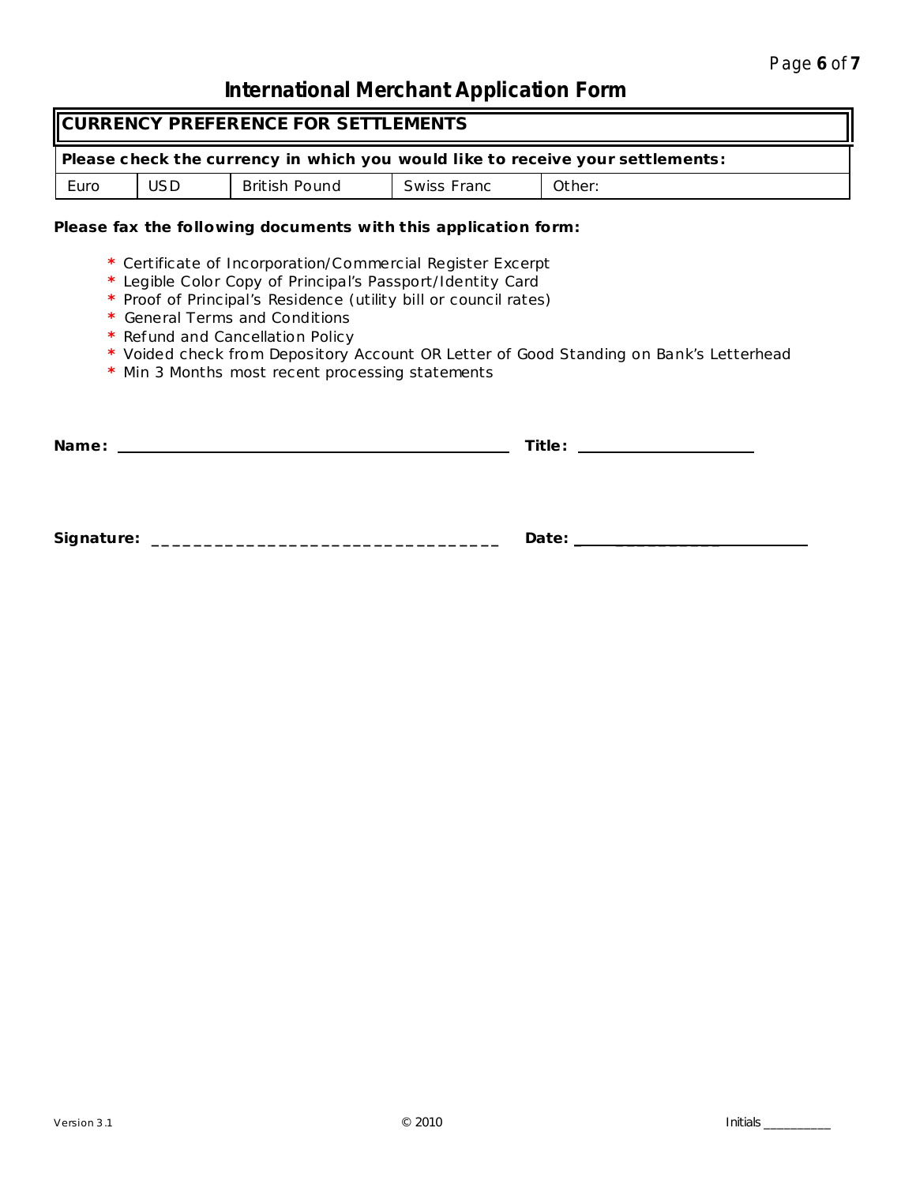# International Merchant Application Form

## CURRENCY PREFERENCE FOR SETTLEMENTS

| Please check the currency in which you would like to receive your settlements: | | | | |
|---|---|---|---|---|
| Euro | USD | British Pound | Swiss Franc | Other: |

**Please fax the following documents with this application form:**

- * Certificate of Incorporation/Commercial Register Excerpt
- * Legible Color Copy of Principal's Passport/Identity Card
- * Proof of Principal's Residence (utility bill or council rates)
- * General Terms and Conditions
- * Refund and Cancellation Policy
- * Voided check from Depository Account OR Letter of Good Standing on Bank's Letterhead
- * Min 3 Months most recent processing statements

**Name:** ______________________________ **Title:** ____________________

**Signature:** ______________________________ **Date:** ____________________

Version 3.1 © 2010 Initials __________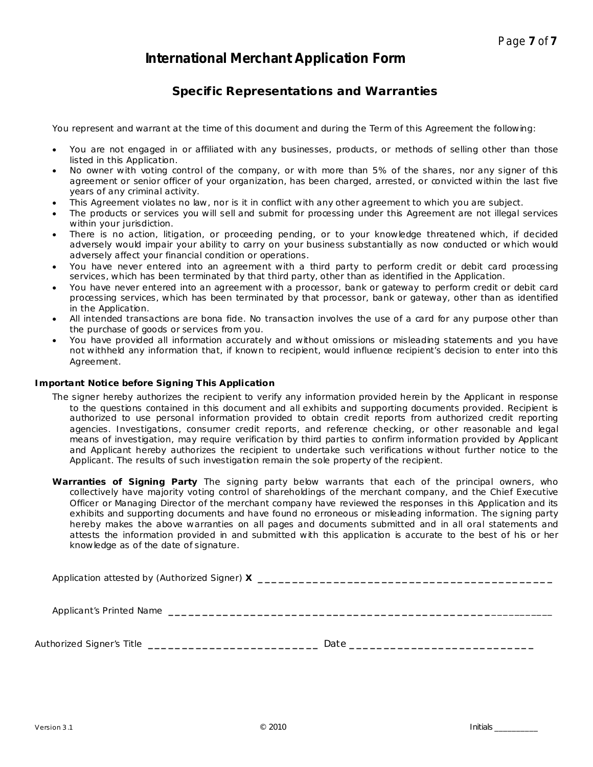# International Merchant Application Form

## Specific Representations and Warranties

You represent and warrant at the time of this document and during the Term of this Agreement the following:

- You are not engaged in or affiliated with any businesses, products, or methods of selling other than those listed in this Application.
- No owner with voting control of the company, or with more than 5% of the shares, nor any signer of this agreement or senior officer of your organization, has been charged, arrested, or convicted within the last five years of any criminal activity.
- This Agreement violates no law, nor is it in conflict with any other agreement to which you are subject.
- The products or services you will sell and submit for processing under this Agreement are not illegal services within your jurisdiction.
- There is no action, litigation, or proceeding pending, or to your knowledge threatened which, if decided adversely would impair your ability to carry on your business substantially as now conducted or which would adversely affect your financial condition or operations.
- You have never entered into an agreement with a third party to perform credit or debit card processing services, which has been terminated by that third party, other than as identified in the Application.
- You have never entered into an agreement with a processor, bank or gateway to perform credit or debit card processing services, which has been terminated by that processor, bank or gateway, other than as identified in the Application.
- All intended transactions are bona fide. No transaction involves the use of a card for any purpose other than the purchase of goods or services from you.
- You have provided all information accurately and without omissions or misleading statements and you have not withheld any information that, if known to recipient, would influence recipient's decision to enter into this Agreement.

**Important Notice before Signing This Application**

The signer hereby authorizes the recipient to verify any information provided herein by the Applicant in response to the questions contained in this document and all exhibits and supporting documents provided. Recipient is authorized to use personal information provided to obtain credit reports from authorized credit reporting agencies. Investigations, consumer credit reports, and reference checking, or other reasonable and legal means of investigation, may require verification by third parties to confirm information provided by Applicant and Applicant hereby authorizes the recipient to undertake such verifications without further notice to the Applicant. The results of such investigation remain the sole property of the recipient.

**Warranties of Signing Party** The signing party below warrants that each of the principal owners, who collectively have majority voting control of shareholdings of the merchant company, and the Chief Executive Officer or Managing Director of the merchant company have reviewed the responses in this Application and its exhibits and supporting documents and have found no erroneous or misleading information. The signing party hereby makes the above warranties on all pages and documents submitted and in all oral statements and attests the information provided in and submitted with this application is accurate to the best of his or her knowledge as of the date of signature.

Application attested by (Authorized Signer) **X** ______________________________________________

Applicant's Printed Name ______________________________________________________________

Authorized Signer's Title __________________________ Date ____________________________

Version 3.1 © 2010 Initials __________